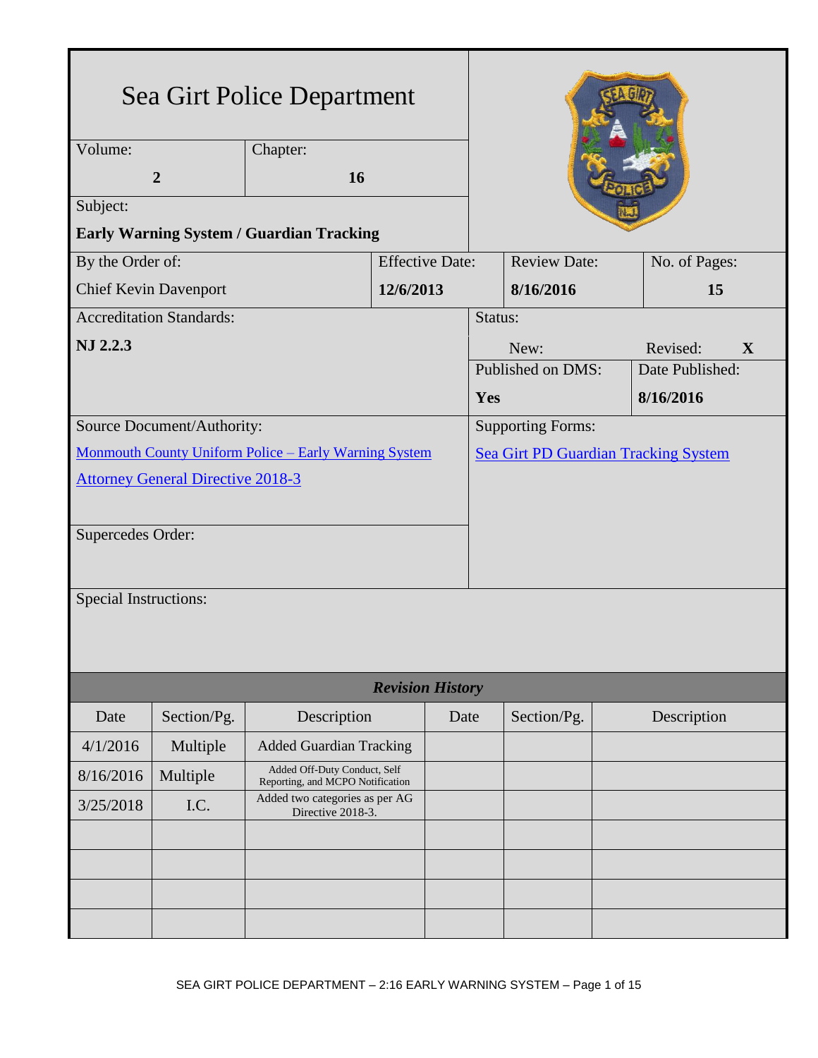# Sea Girt Police Department

| Volume: | Chapter: |
|---|---|
| **2** | **16** |

Subject:

**Early Warning System / Guardian Tracking**

| By the Order of: | Effective Date: | Review Date: | No. of Pages: |
|---|---|---|---|
| Chief Kevin Davenport | **12/6/2013** | **8/16/2016** | **15** |

| Accreditation Standards: | Status: | |
|---|---|---|
| **NJ 2.2.3** | New: | Revised: **X** |
| | Published on DMS: **Yes** | Date Published: **8/16/2016** |

Source Document/Authority:

Monmouth County Uniform Police – Early Warning System

Attorney General Directive 2018-3

Supporting Forms:

Sea Girt PD Guardian Tracking System

Supercedes Order:

Special Instructions:

***Revision History***

| Date | Section/Pg. | Description | Date | Section/Pg. | Description |
|---|---|---|---|---|---|
| 4/1/2016 | Multiple | Added Guardian Tracking | | | |
| 8/16/2016 | Multiple | Added Off-Duty Conduct, Self Reporting, and MCPO Notification | | | |
| 3/25/2018 | I.C. | Added two categories as per AG Directive 2018-3. | | | |
| | | | | | |
| | | | | | |
| | | | | | |
| | | | | | |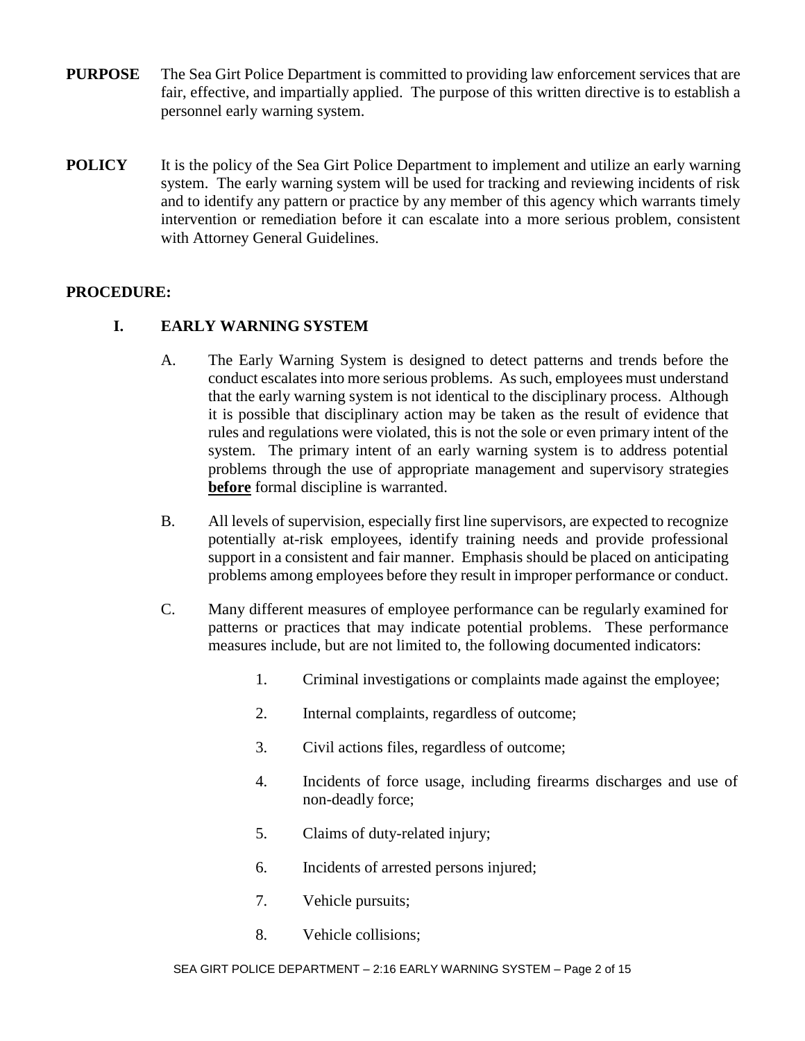**PURPOSE** The Sea Girt Police Department is committed to providing law enforcement services that are fair, effective, and impartially applied. The purpose of this written directive is to establish a personnel early warning system.

**POLICY** It is the policy of the Sea Girt Police Department to implement and utilize an early warning system. The early warning system will be used for tracking and reviewing incidents of risk and to identify any pattern or practice by any member of this agency which warrants timely intervention or remediation before it can escalate into a more serious problem, consistent with Attorney General Guidelines.

**PROCEDURE:**

## I. EARLY WARNING SYSTEM

A. The Early Warning System is designed to detect patterns and trends before the conduct escalates into more serious problems. As such, employees must understand that the early warning system is not identical to the disciplinary process. Although it is possible that disciplinary action may be taken as the result of evidence that rules and regulations were violated, this is not the sole or even primary intent of the system. The primary intent of an early warning system is to address potential problems through the use of appropriate management and supervisory strategies **before** formal discipline is warranted.

B. All levels of supervision, especially first line supervisors, are expected to recognize potentially at-risk employees, identify training needs and provide professional support in a consistent and fair manner. Emphasis should be placed on anticipating problems among employees before they result in improper performance or conduct.

C. Many different measures of employee performance can be regularly examined for patterns or practices that may indicate potential problems. These performance measures include, but are not limited to, the following documented indicators:

1. Criminal investigations or complaints made against the employee;
2. Internal complaints, regardless of outcome;
3. Civil actions files, regardless of outcome;
4. Incidents of force usage, including firearms discharges and use of non-deadly force;
5. Claims of duty-related injury;
6. Incidents of arrested persons injured;
7. Vehicle pursuits;
8. Vehicle collisions;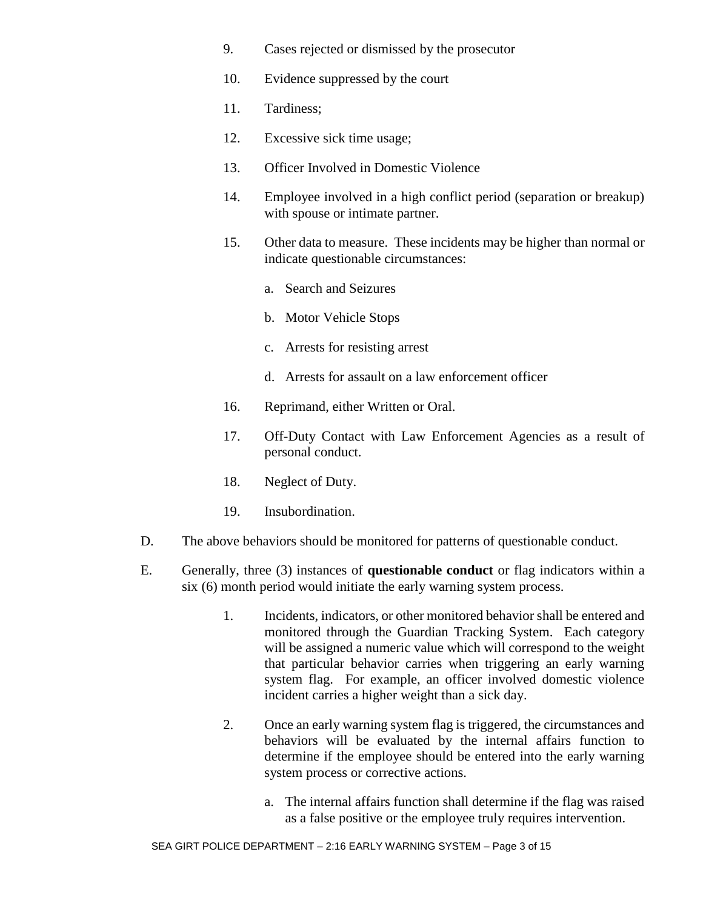9. Cases rejected or dismissed by the prosecutor

10. Evidence suppressed by the court

11. Tardiness;

12. Excessive sick time usage;

13. Officer Involved in Domestic Violence

14. Employee involved in a high conflict period (separation or breakup) with spouse or intimate partner.

15. Other data to measure. These incidents may be higher than normal or indicate questionable circumstances:

    a. Search and Seizures

    b. Motor Vehicle Stops

    c. Arrests for resisting arrest

    d. Arrests for assault on a law enforcement officer

16. Reprimand, either Written or Oral.

17. Off-Duty Contact with Law Enforcement Agencies as a result of personal conduct.

18. Neglect of Duty.

19. Insubordination.

D. The above behaviors should be monitored for patterns of questionable conduct.

E. Generally, three (3) instances of **questionable conduct** or flag indicators within a six (6) month period would initiate the early warning system process.

1. Incidents, indicators, or other monitored behavior shall be entered and monitored through the Guardian Tracking System. Each category will be assigned a numeric value which will correspond to the weight that particular behavior carries when triggering an early warning system flag. For example, an officer involved domestic violence incident carries a higher weight than a sick day.

2. Once an early warning system flag is triggered, the circumstances and behaviors will be evaluated by the internal affairs function to determine if the employee should be entered into the early warning system process or corrective actions.

    a. The internal affairs function shall determine if the flag was raised as a false positive or the employee truly requires intervention.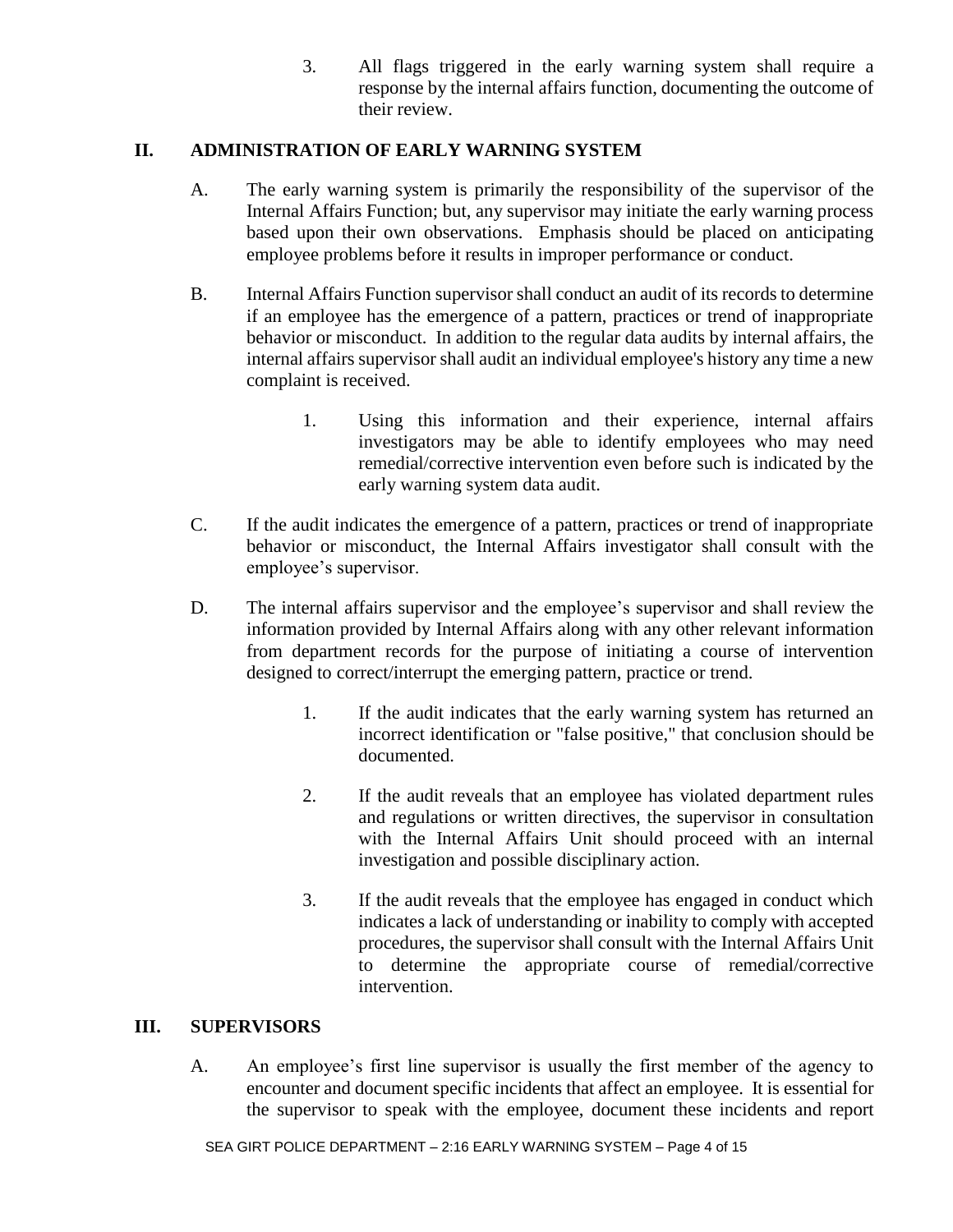3. All flags triggered in the early warning system shall require a response by the internal affairs function, documenting the outcome of their review.

## II. ADMINISTRATION OF EARLY WARNING SYSTEM

A. The early warning system is primarily the responsibility of the supervisor of the Internal Affairs Function; but, any supervisor may initiate the early warning process based upon their own observations. Emphasis should be placed on anticipating employee problems before it results in improper performance or conduct.

B. Internal Affairs Function supervisor shall conduct an audit of its records to determine if an employee has the emergence of a pattern, practices or trend of inappropriate behavior or misconduct. In addition to the regular data audits by internal affairs, the internal affairs supervisor shall audit an individual employee's history any time a new complaint is received.

   1. Using this information and their experience, internal affairs investigators may be able to identify employees who may need remedial/corrective intervention even before such is indicated by the early warning system data audit.

C. If the audit indicates the emergence of a pattern, practices or trend of inappropriate behavior or misconduct, the Internal Affairs investigator shall consult with the employee's supervisor.

D. The internal affairs supervisor and the employee's supervisor and shall review the information provided by Internal Affairs along with any other relevant information from department records for the purpose of initiating a course of intervention designed to correct/interrupt the emerging pattern, practice or trend.

   1. If the audit indicates that the early warning system has returned an incorrect identification or "false positive," that conclusion should be documented.

   2. If the audit reveals that an employee has violated department rules and regulations or written directives, the supervisor in consultation with the Internal Affairs Unit should proceed with an internal investigation and possible disciplinary action.

   3. If the audit reveals that the employee has engaged in conduct which indicates a lack of understanding or inability to comply with accepted procedures, the supervisor shall consult with the Internal Affairs Unit to determine the appropriate course of remedial/corrective intervention.

## III. SUPERVISORS

A. An employee's first line supervisor is usually the first member of the agency to encounter and document specific incidents that affect an employee. It is essential for the supervisor to speak with the employee, document these incidents and report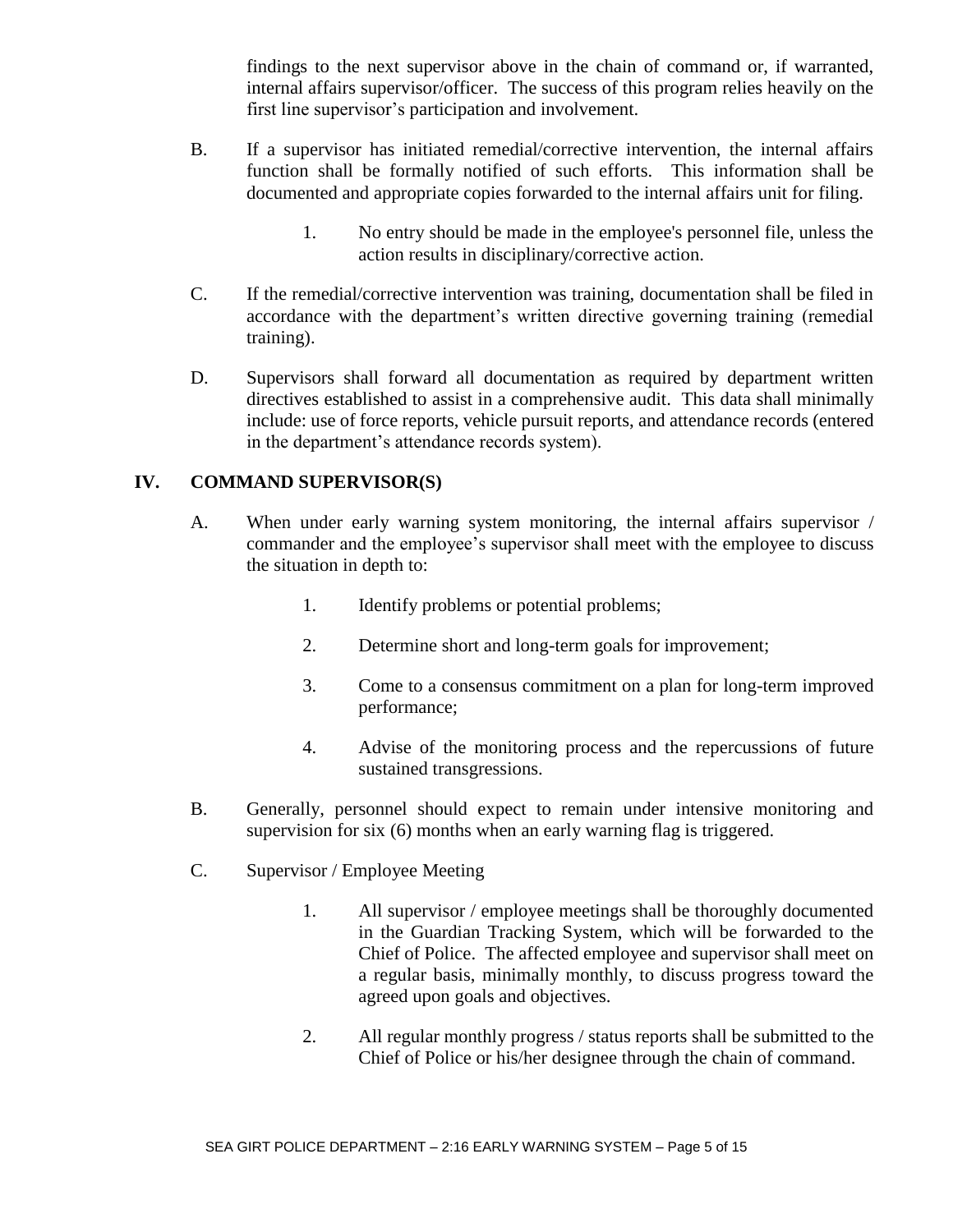findings to the next supervisor above in the chain of command or, if warranted, internal affairs supervisor/officer. The success of this program relies heavily on the first line supervisor's participation and involvement.

B. If a supervisor has initiated remedial/corrective intervention, the internal affairs function shall be formally notified of such efforts. This information shall be documented and appropriate copies forwarded to the internal affairs unit for filing.

   1. No entry should be made in the employee's personnel file, unless the action results in disciplinary/corrective action.

C. If the remedial/corrective intervention was training, documentation shall be filed in accordance with the department's written directive governing training (remedial training).

D. Supervisors shall forward all documentation as required by department written directives established to assist in a comprehensive audit. This data shall minimally include: use of force reports, vehicle pursuit reports, and attendance records (entered in the department's attendance records system).

## IV. COMMAND SUPERVISOR(S)

A. When under early warning system monitoring, the internal affairs supervisor / commander and the employee's supervisor shall meet with the employee to discuss the situation in depth to:

   1. Identify problems or potential problems;

   2. Determine short and long-term goals for improvement;

   3. Come to a consensus commitment on a plan for long-term improved performance;

   4. Advise of the monitoring process and the repercussions of future sustained transgressions.

B. Generally, personnel should expect to remain under intensive monitoring and supervision for six (6) months when an early warning flag is triggered.

C. Supervisor / Employee Meeting

   1. All supervisor / employee meetings shall be thoroughly documented in the Guardian Tracking System, which will be forwarded to the Chief of Police. The affected employee and supervisor shall meet on a regular basis, minimally monthly, to discuss progress toward the agreed upon goals and objectives.

   2. All regular monthly progress / status reports shall be submitted to the Chief of Police or his/her designee through the chain of command.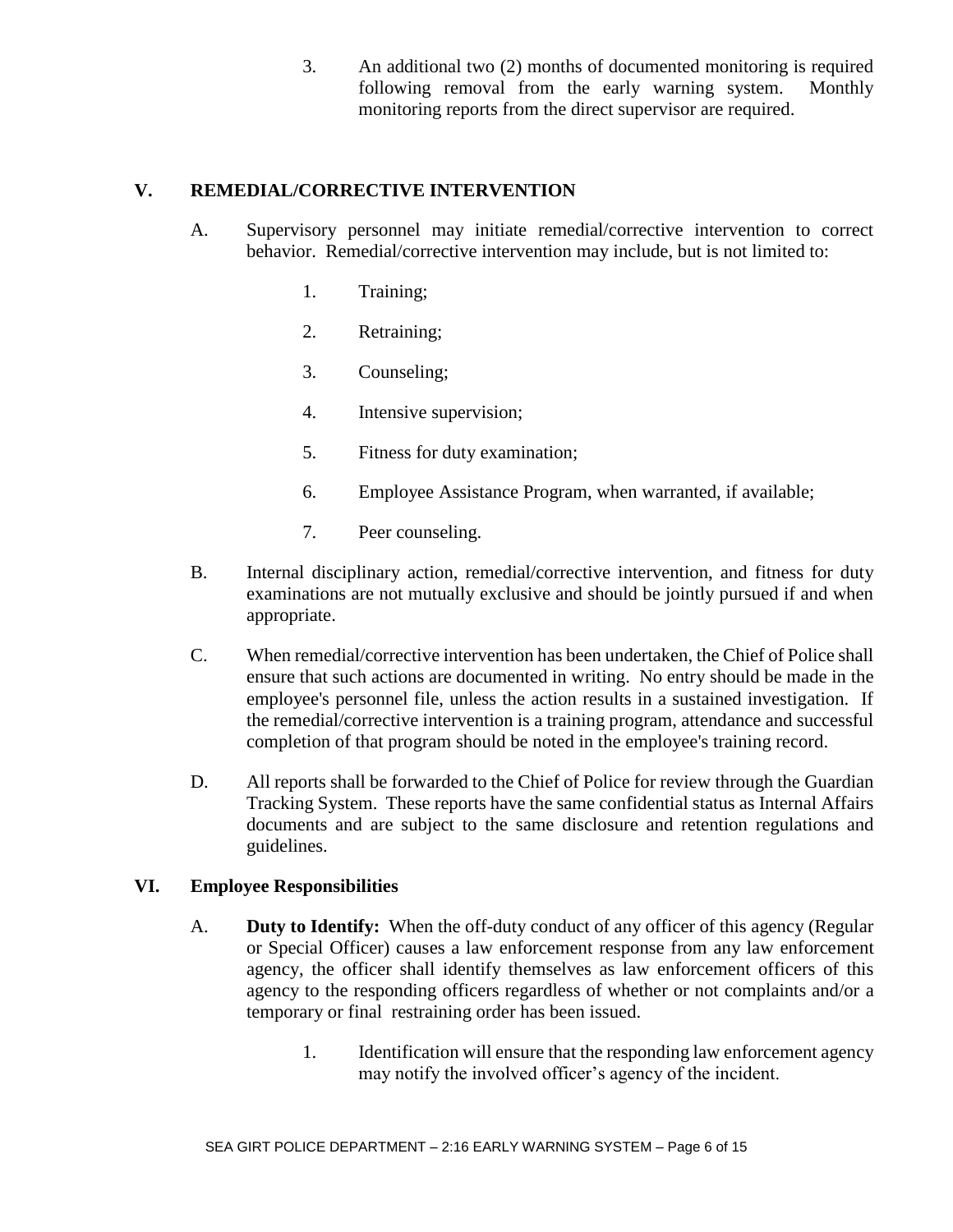3. An additional two (2) months of documented monitoring is required following removal from the early warning system. Monthly monitoring reports from the direct supervisor are required.

## V. REMEDIAL/CORRECTIVE INTERVENTION

A. Supervisory personnel may initiate remedial/corrective intervention to correct behavior. Remedial/corrective intervention may include, but is not limited to:

   1. Training;

   2. Retraining;

   3. Counseling;

   4. Intensive supervision;

   5. Fitness for duty examination;

   6. Employee Assistance Program, when warranted, if available;

   7. Peer counseling.

B. Internal disciplinary action, remedial/corrective intervention, and fitness for duty examinations are not mutually exclusive and should be jointly pursued if and when appropriate.

C. When remedial/corrective intervention has been undertaken, the Chief of Police shall ensure that such actions are documented in writing. No entry should be made in the employee's personnel file, unless the action results in a sustained investigation. If the remedial/corrective intervention is a training program, attendance and successful completion of that program should be noted in the employee's training record.

D. All reports shall be forwarded to the Chief of Police for review through the Guardian Tracking System. These reports have the same confidential status as Internal Affairs documents and are subject to the same disclosure and retention regulations and guidelines.

## VI. Employee Responsibilities

A. **Duty to Identify:** When the off-duty conduct of any officer of this agency (Regular or Special Officer) causes a law enforcement response from any law enforcement agency, the officer shall identify themselves as law enforcement officers of this agency to the responding officers regardless of whether or not complaints and/or a temporary or final restraining order has been issued.

   1. Identification will ensure that the responding law enforcement agency may notify the involved officer's agency of the incident.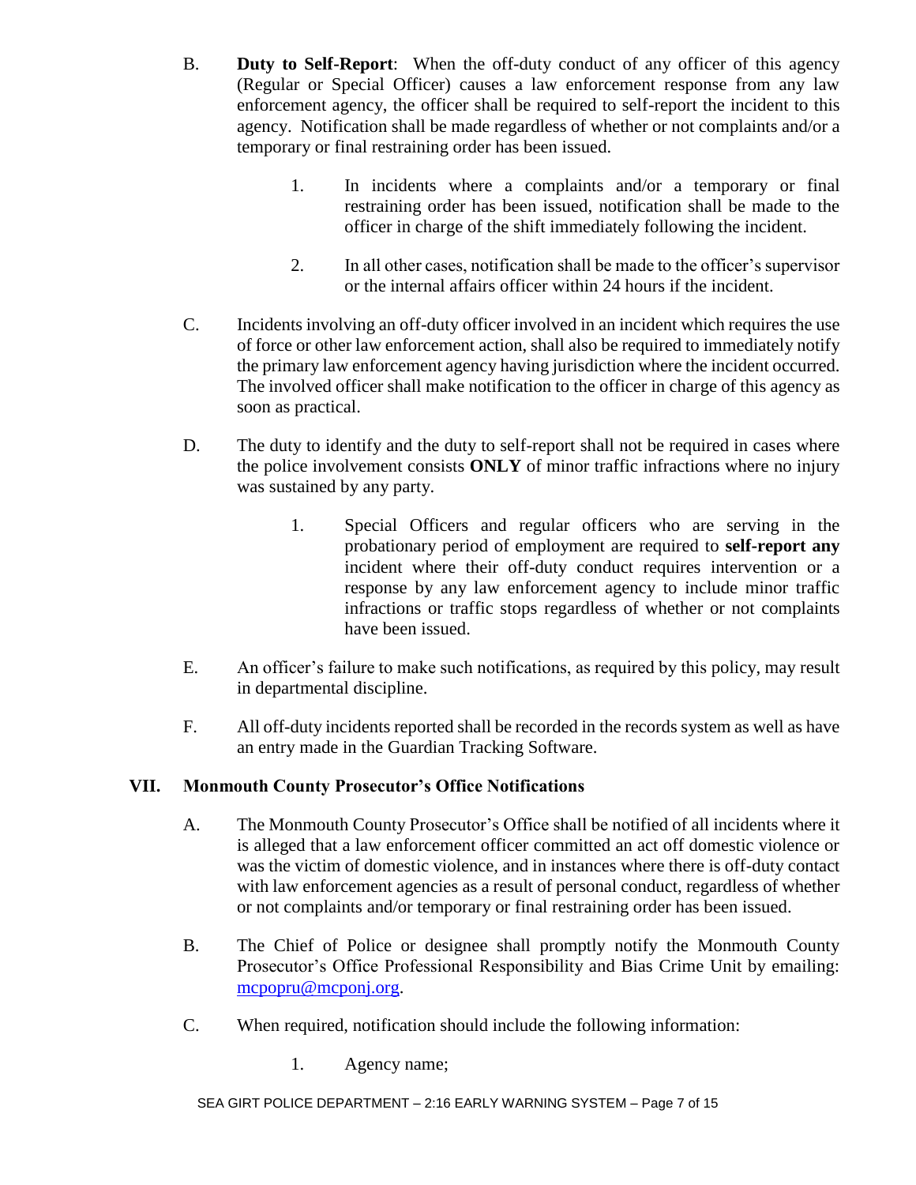B. **Duty to Self-Report**: When the off-duty conduct of any officer of this agency (Regular or Special Officer) causes a law enforcement response from any law enforcement agency, the officer shall be required to self-report the incident to this agency. Notification shall be made regardless of whether or not complaints and/or a temporary or final restraining order has been issued.

   1. In incidents where a complaints and/or a temporary or final restraining order has been issued, notification shall be made to the officer in charge of the shift immediately following the incident.

   2. In all other cases, notification shall be made to the officer's supervisor or the internal affairs officer within 24 hours if the incident.

C. Incidents involving an off-duty officer involved in an incident which requires the use of force or other law enforcement action, shall also be required to immediately notify the primary law enforcement agency having jurisdiction where the incident occurred. The involved officer shall make notification to the officer in charge of this agency as soon as practical.

D. The duty to identify and the duty to self-report shall not be required in cases where the police involvement consists **ONLY** of minor traffic infractions where no injury was sustained by any party.

   1. Special Officers and regular officers who are serving in the probationary period of employment are required to **self-report any** incident where their off-duty conduct requires intervention or a response by any law enforcement agency to include minor traffic infractions or traffic stops regardless of whether or not complaints have been issued.

E. An officer's failure to make such notifications, as required by this policy, may result in departmental discipline.

F. All off-duty incidents reported shall be recorded in the records system as well as have an entry made in the Guardian Tracking Software.

## VII. Monmouth County Prosecutor's Office Notifications

A. The Monmouth County Prosecutor's Office shall be notified of all incidents where it is alleged that a law enforcement officer committed an act off domestic violence or was the victim of domestic violence, and in instances where there is off-duty contact with law enforcement agencies as a result of personal conduct, regardless of whether or not complaints and/or temporary or final restraining order has been issued.

B. The Chief of Police or designee shall promptly notify the Monmouth County Prosecutor's Office Professional Responsibility and Bias Crime Unit by emailing: mcpopru@mcponj.org.

C. When required, notification should include the following information:

   1. Agency name;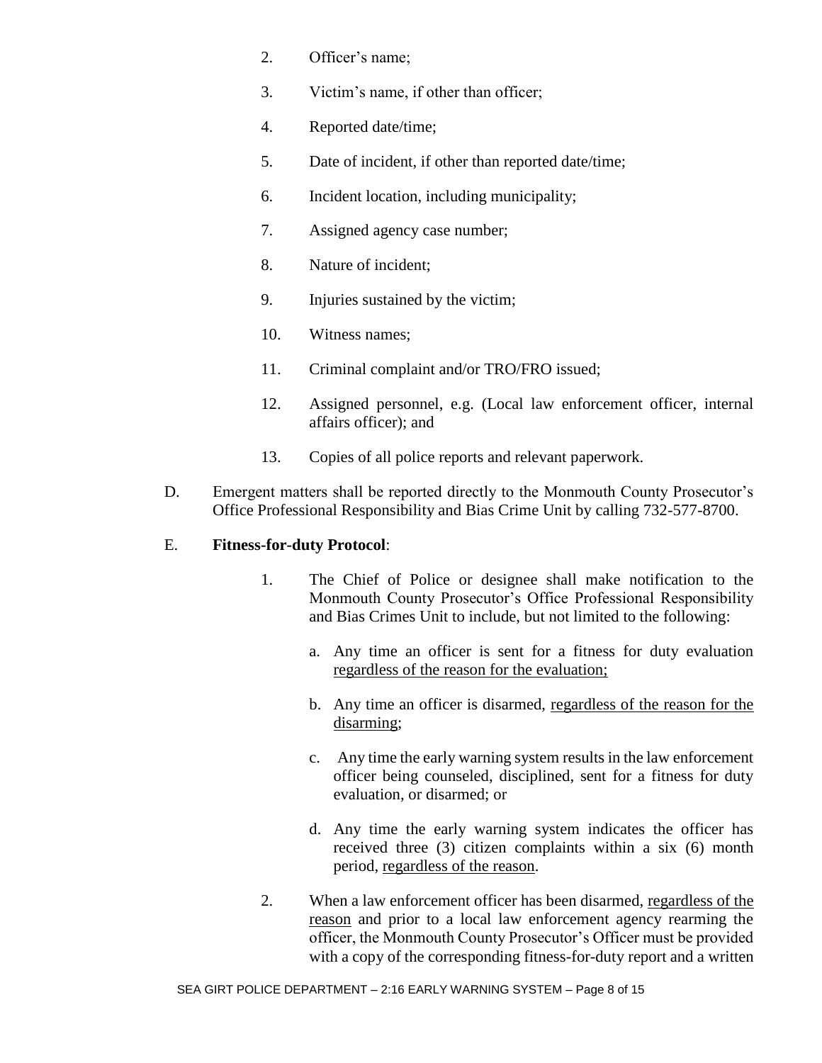2. Officer's name;

3. Victim's name, if other than officer;

4. Reported date/time;

5. Date of incident, if other than reported date/time;

6. Incident location, including municipality;

7. Assigned agency case number;

8. Nature of incident;

9. Injuries sustained by the victim;

10. Witness names;

11. Criminal complaint and/or TRO/FRO issued;

12. Assigned personnel, e.g. (Local law enforcement officer, internal affairs officer); and

13. Copies of all police reports and relevant paperwork.

D. Emergent matters shall be reported directly to the Monmouth County Prosecutor's Office Professional Responsibility and Bias Crime Unit by calling 732-577-8700.

E. **Fitness-for-duty Protocol**:

1. The Chief of Police or designee shall make notification to the Monmouth County Prosecutor's Office Professional Responsibility and Bias Crimes Unit to include, but not limited to the following:

   a. Any time an officer is sent for a fitness for duty evaluation <u>regardless of the reason for the evaluation;</u>

   b. Any time an officer is disarmed, <u>regardless of the reason for the disarming</u>;

   c. Any time the early warning system results in the law enforcement officer being counseled, disciplined, sent for a fitness for duty evaluation, or disarmed; or

   d. Any time the early warning system indicates the officer has received three (3) citizen complaints within a six (6) month period, <u>regardless of the reason</u>.

2. When a law enforcement officer has been disarmed, <u>regardless of the reason</u> and prior to a local law enforcement agency rearming the officer, the Monmouth County Prosecutor's Officer must be provided with a copy of the corresponding fitness-for-duty report and a written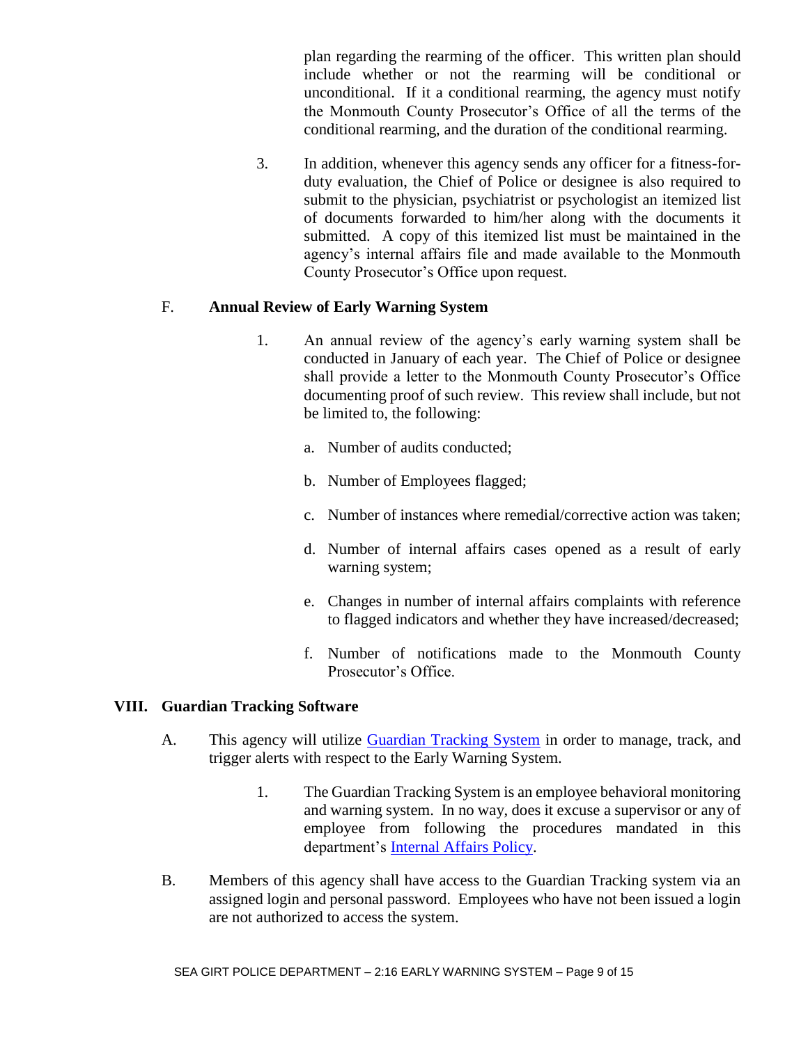plan regarding the rearming of the officer. This written plan should include whether or not the rearming will be conditional or unconditional. If it a conditional rearming, the agency must notify the Monmouth County Prosecutor's Office of all the terms of the conditional rearming, and the duration of the conditional rearming.

3. In addition, whenever this agency sends any officer for a fitness-for-duty evaluation, the Chief of Police or designee is also required to submit to the physician, psychiatrist or psychologist an itemized list of documents forwarded to him/her along with the documents it submitted. A copy of this itemized list must be maintained in the agency's internal affairs file and made available to the Monmouth County Prosecutor's Office upon request.

F. **Annual Review of Early Warning System**

1. An annual review of the agency's early warning system shall be conducted in January of each year. The Chief of Police or designee shall provide a letter to the Monmouth County Prosecutor's Office documenting proof of such review. This review shall include, but not be limited to, the following:

   a. Number of audits conducted;

   b. Number of Employees flagged;

   c. Number of instances where remedial/corrective action was taken;

   d. Number of internal affairs cases opened as a result of early warning system;

   e. Changes in number of internal affairs complaints with reference to flagged indicators and whether they have increased/decreased;

   f. Number of notifications made to the Monmouth County Prosecutor's Office.

## VIII. Guardian Tracking Software

A. This agency will utilize Guardian Tracking System in order to manage, track, and trigger alerts with respect to the Early Warning System.

1. The Guardian Tracking System is an employee behavioral monitoring and warning system. In no way, does it excuse a supervisor or any of employee from following the procedures mandated in this department's Internal Affairs Policy.

B. Members of this agency shall have access to the Guardian Tracking system via an assigned login and personal password. Employees who have not been issued a login are not authorized to access the system.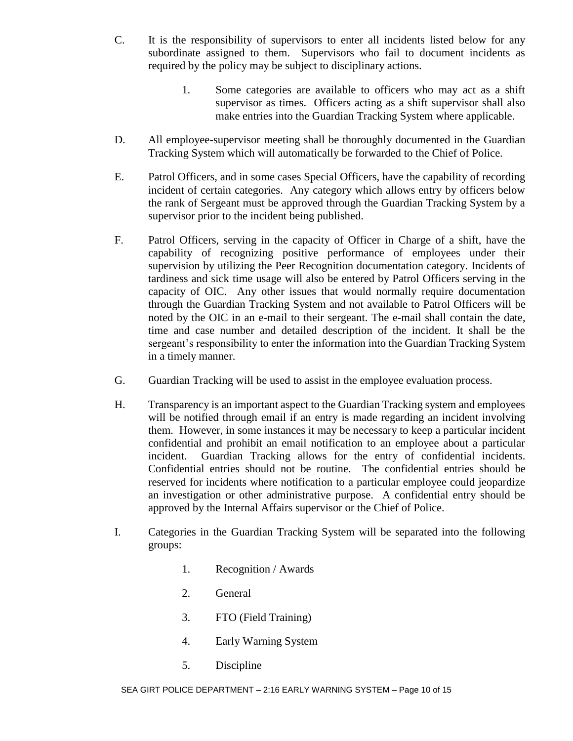C. It is the responsibility of supervisors to enter all incidents listed below for any subordinate assigned to them. Supervisors who fail to document incidents as required by the policy may be subject to disciplinary actions.

   1. Some categories are available to officers who may act as a shift supervisor as times. Officers acting as a shift supervisor shall also make entries into the Guardian Tracking System where applicable.

D. All employee-supervisor meeting shall be thoroughly documented in the Guardian Tracking System which will automatically be forwarded to the Chief of Police.

E. Patrol Officers, and in some cases Special Officers, have the capability of recording incident of certain categories. Any category which allows entry by officers below the rank of Sergeant must be approved through the Guardian Tracking System by a supervisor prior to the incident being published.

F. Patrol Officers, serving in the capacity of Officer in Charge of a shift, have the capability of recognizing positive performance of employees under their supervision by utilizing the Peer Recognition documentation category. Incidents of tardiness and sick time usage will also be entered by Patrol Officers serving in the capacity of OIC. Any other issues that would normally require documentation through the Guardian Tracking System and not available to Patrol Officers will be noted by the OIC in an e-mail to their sergeant. The e-mail shall contain the date, time and case number and detailed description of the incident. It shall be the sergeant's responsibility to enter the information into the Guardian Tracking System in a timely manner.

G. Guardian Tracking will be used to assist in the employee evaluation process.

H. Transparency is an important aspect to the Guardian Tracking system and employees will be notified through email if an entry is made regarding an incident involving them. However, in some instances it may be necessary to keep a particular incident confidential and prohibit an email notification to an employee about a particular incident. Guardian Tracking allows for the entry of confidential incidents. Confidential entries should not be routine. The confidential entries should be reserved for incidents where notification to a particular employee could jeopardize an investigation or other administrative purpose. A confidential entry should be approved by the Internal Affairs supervisor or the Chief of Police.

I. Categories in the Guardian Tracking System will be separated into the following groups:

   1. Recognition / Awards

   2. General

   3. FTO (Field Training)

   4. Early Warning System

   5. Discipline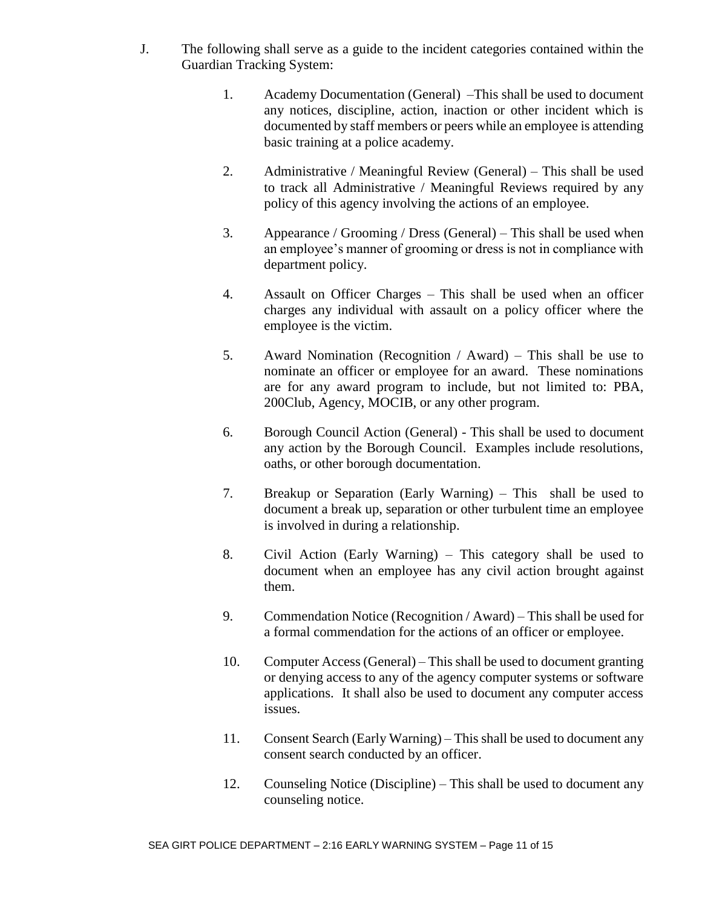J. The following shall serve as a guide to the incident categories contained within the Guardian Tracking System:

1. Academy Documentation (General) –This shall be used to document any notices, discipline, action, inaction or other incident which is documented by staff members or peers while an employee is attending basic training at a police academy.

2. Administrative / Meaningful Review (General) – This shall be used to track all Administrative / Meaningful Reviews required by any policy of this agency involving the actions of an employee.

3. Appearance / Grooming / Dress (General) – This shall be used when an employee's manner of grooming or dress is not in compliance with department policy.

4. Assault on Officer Charges – This shall be used when an officer charges any individual with assault on a policy officer where the employee is the victim.

5. Award Nomination (Recognition / Award) – This shall be use to nominate an officer or employee for an award. These nominations are for any award program to include, but not limited to: PBA, 200Club, Agency, MOCIB, or any other program.

6. Borough Council Action (General) - This shall be used to document any action by the Borough Council. Examples include resolutions, oaths, or other borough documentation.

7. Breakup or Separation (Early Warning) – This shall be used to document a break up, separation or other turbulent time an employee is involved in during a relationship.

8. Civil Action (Early Warning) – This category shall be used to document when an employee has any civil action brought against them.

9. Commendation Notice (Recognition / Award) – This shall be used for a formal commendation for the actions of an officer or employee.

10. Computer Access (General) – This shall be used to document granting or denying access to any of the agency computer systems or software applications. It shall also be used to document any computer access issues.

11. Consent Search (Early Warning) – This shall be used to document any consent search conducted by an officer.

12. Counseling Notice (Discipline) – This shall be used to document any counseling notice.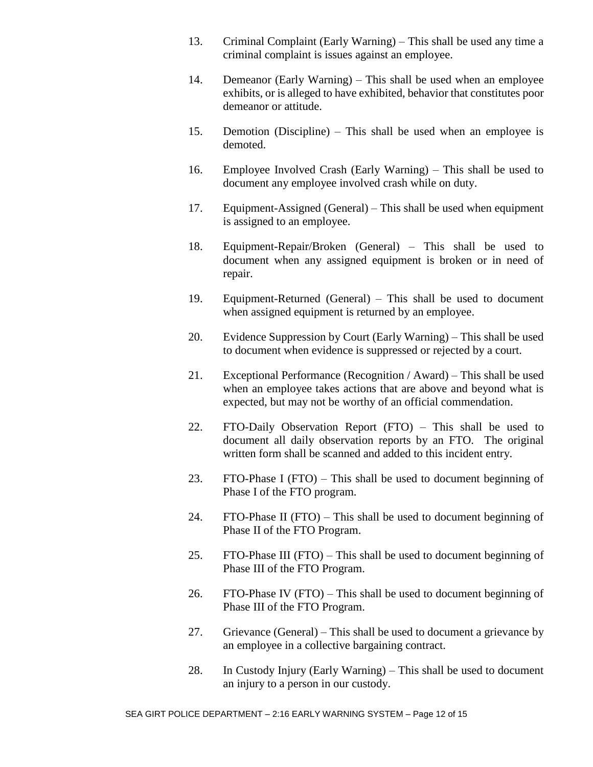13. Criminal Complaint (Early Warning) – This shall be used any time a criminal complaint is issues against an employee.

14. Demeanor (Early Warning) – This shall be used when an employee exhibits, or is alleged to have exhibited, behavior that constitutes poor demeanor or attitude.

15. Demotion (Discipline) – This shall be used when an employee is demoted.

16. Employee Involved Crash (Early Warning) – This shall be used to document any employee involved crash while on duty.

17. Equipment-Assigned (General) – This shall be used when equipment is assigned to an employee.

18. Equipment-Repair/Broken (General) – This shall be used to document when any assigned equipment is broken or in need of repair.

19. Equipment-Returned (General) – This shall be used to document when assigned equipment is returned by an employee.

20. Evidence Suppression by Court (Early Warning) – This shall be used to document when evidence is suppressed or rejected by a court.

21. Exceptional Performance (Recognition / Award) – This shall be used when an employee takes actions that are above and beyond what is expected, but may not be worthy of an official commendation.

22. FTO-Daily Observation Report (FTO) – This shall be used to document all daily observation reports by an FTO. The original written form shall be scanned and added to this incident entry.

23. FTO-Phase I (FTO) – This shall be used to document beginning of Phase I of the FTO program.

24. FTO-Phase II (FTO) – This shall be used to document beginning of Phase II of the FTO Program.

25. FTO-Phase III (FTO) – This shall be used to document beginning of Phase III of the FTO Program.

26. FTO-Phase IV (FTO) – This shall be used to document beginning of Phase III of the FTO Program.

27. Grievance (General) – This shall be used to document a grievance by an employee in a collective bargaining contract.

28. In Custody Injury (Early Warning) – This shall be used to document an injury to a person in our custody.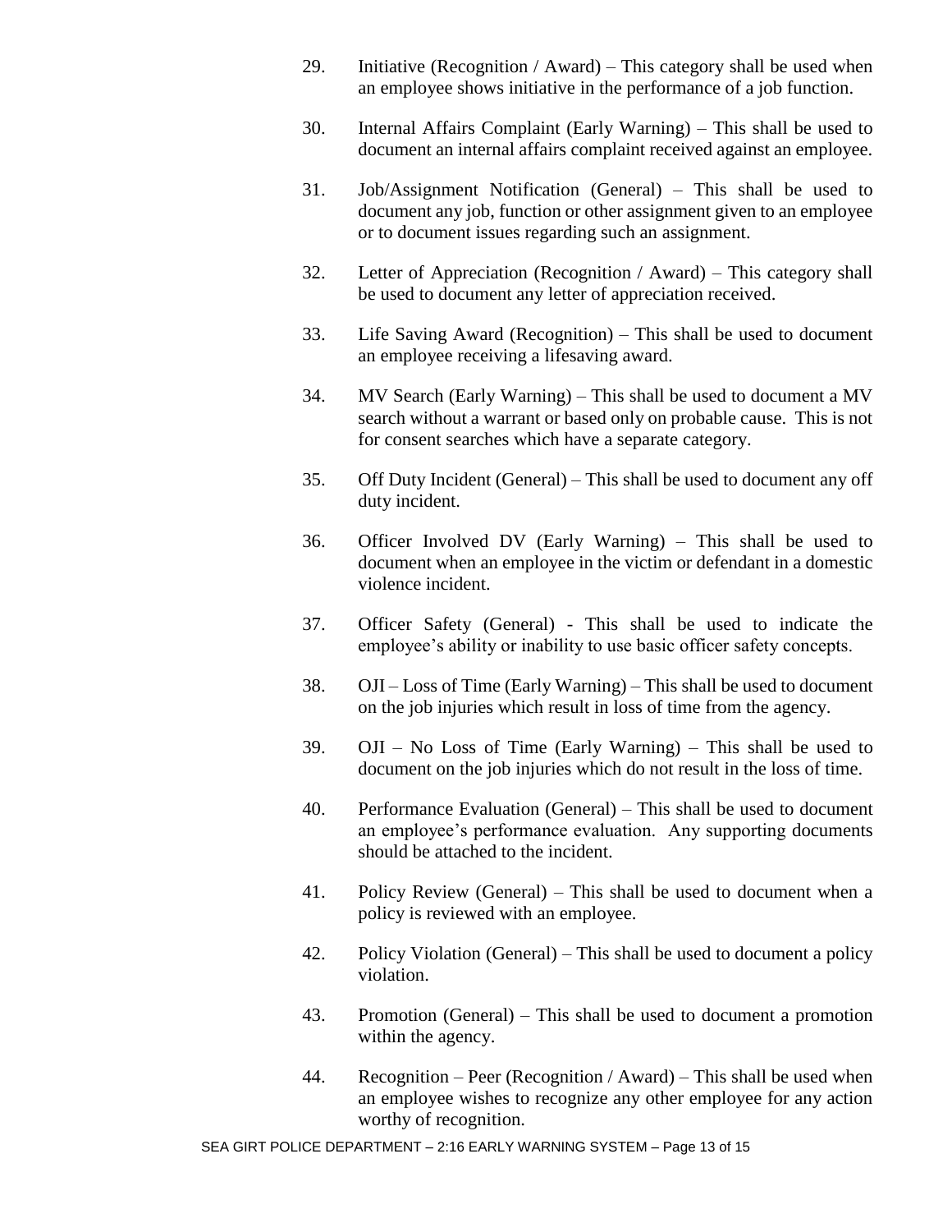29. Initiative (Recognition / Award) – This category shall be used when an employee shows initiative in the performance of a job function.

30. Internal Affairs Complaint (Early Warning) – This shall be used to document an internal affairs complaint received against an employee.

31. Job/Assignment Notification (General) – This shall be used to document any job, function or other assignment given to an employee or to document issues regarding such an assignment.

32. Letter of Appreciation (Recognition / Award) – This category shall be used to document any letter of appreciation received.

33. Life Saving Award (Recognition) – This shall be used to document an employee receiving a lifesaving award.

34. MV Search (Early Warning) – This shall be used to document a MV search without a warrant or based only on probable cause. This is not for consent searches which have a separate category.

35. Off Duty Incident (General) – This shall be used to document any off duty incident.

36. Officer Involved DV (Early Warning) – This shall be used to document when an employee in the victim or defendant in a domestic violence incident.

37. Officer Safety (General) - This shall be used to indicate the employee's ability or inability to use basic officer safety concepts.

38. OJI – Loss of Time (Early Warning) – This shall be used to document on the job injuries which result in loss of time from the agency.

39. OJI – No Loss of Time (Early Warning) – This shall be used to document on the job injuries which do not result in the loss of time.

40. Performance Evaluation (General) – This shall be used to document an employee's performance evaluation. Any supporting documents should be attached to the incident.

41. Policy Review (General) – This shall be used to document when a policy is reviewed with an employee.

42. Policy Violation (General) – This shall be used to document a policy violation.

43. Promotion (General) – This shall be used to document a promotion within the agency.

44. Recognition – Peer (Recognition / Award) – This shall be used when an employee wishes to recognize any other employee for any action worthy of recognition.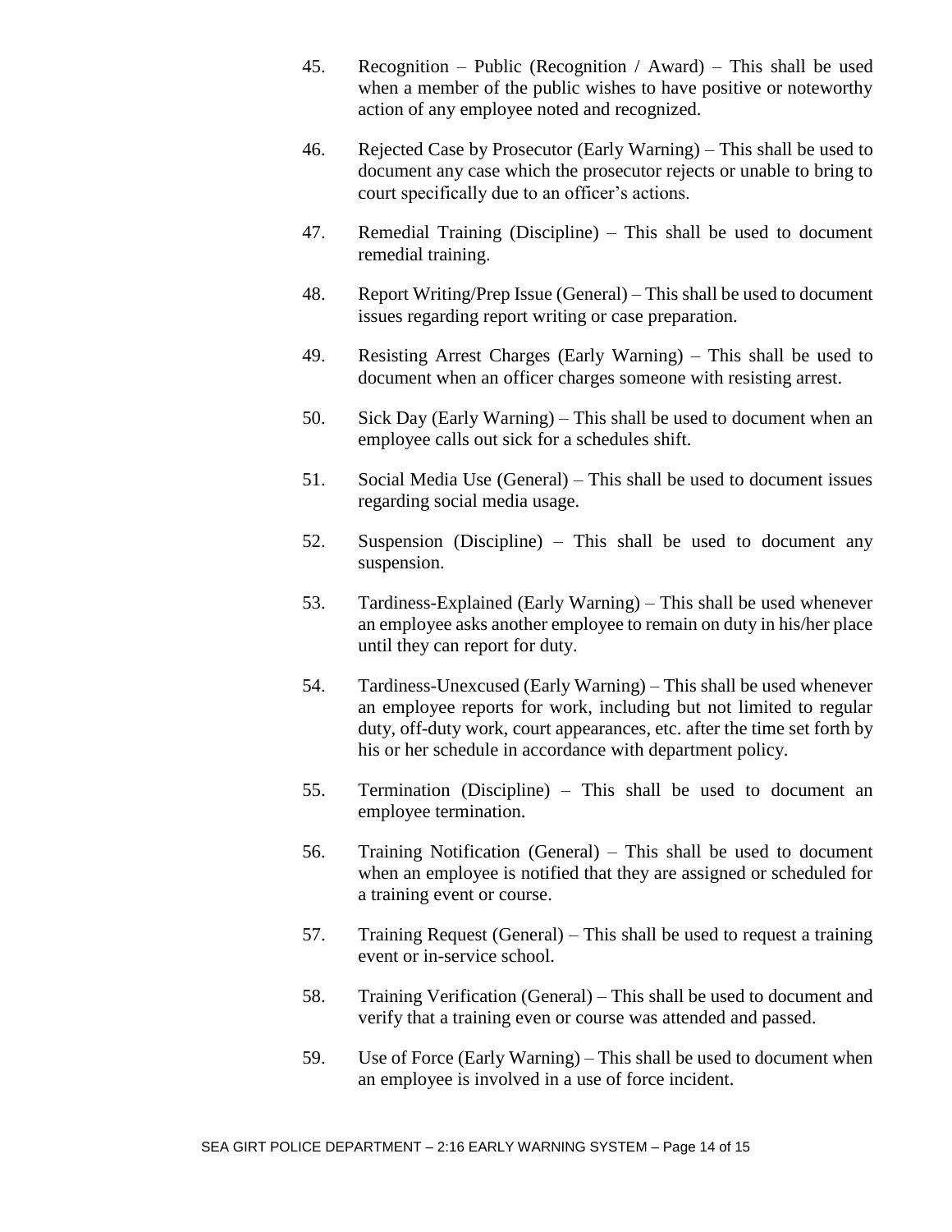45. Recognition – Public (Recognition / Award) – This shall be used when a member of the public wishes to have positive or noteworthy action of any employee noted and recognized.

46. Rejected Case by Prosecutor (Early Warning) – This shall be used to document any case which the prosecutor rejects or unable to bring to court specifically due to an officer's actions.

47. Remedial Training (Discipline) – This shall be used to document remedial training.

48. Report Writing/Prep Issue (General) – This shall be used to document issues regarding report writing or case preparation.

49. Resisting Arrest Charges (Early Warning) – This shall be used to document when an officer charges someone with resisting arrest.

50. Sick Day (Early Warning) – This shall be used to document when an employee calls out sick for a schedules shift.

51. Social Media Use (General) – This shall be used to document issues regarding social media usage.

52. Suspension (Discipline) – This shall be used to document any suspension.

53. Tardiness-Explained (Early Warning) – This shall be used whenever an employee asks another employee to remain on duty in his/her place until they can report for duty.

54. Tardiness-Unexcused (Early Warning) – This shall be used whenever an employee reports for work, including but not limited to regular duty, off-duty work, court appearances, etc. after the time set forth by his or her schedule in accordance with department policy.

55. Termination (Discipline) – This shall be used to document an employee termination.

56. Training Notification (General) – This shall be used to document when an employee is notified that they are assigned or scheduled for a training event or course.

57. Training Request (General) – This shall be used to request a training event or in-service school.

58. Training Verification (General) – This shall be used to document and verify that a training even or course was attended and passed.

59. Use of Force (Early Warning) – This shall be used to document when an employee is involved in a use of force incident.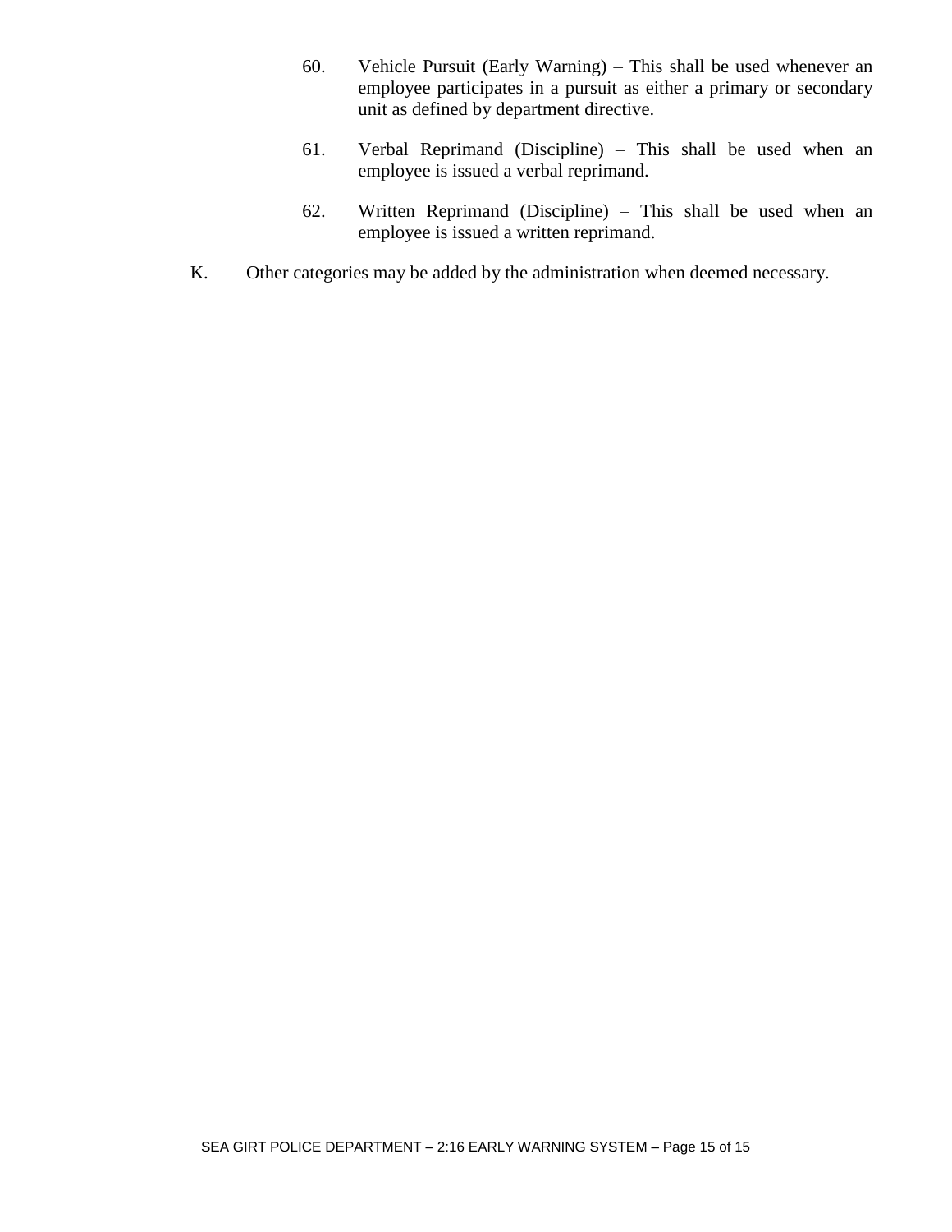60. Vehicle Pursuit (Early Warning) – This shall be used whenever an employee participates in a pursuit as either a primary or secondary unit as defined by department directive.

61. Verbal Reprimand (Discipline) – This shall be used when an employee is issued a verbal reprimand.

62. Written Reprimand (Discipline) – This shall be used when an employee is issued a written reprimand.

K. Other categories may be added by the administration when deemed necessary.